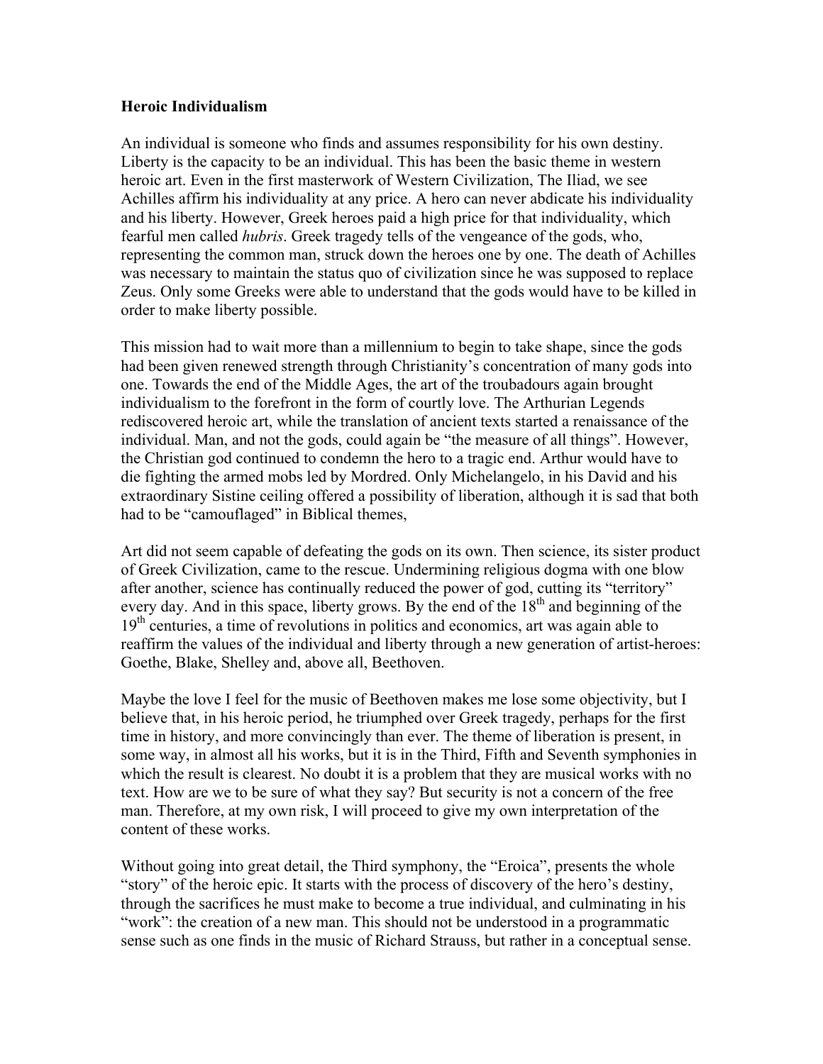**Heroic Individualism**

An individual is someone who finds and assumes responsibility for his own destiny. Liberty is the capacity to be an individual. This has been the basic theme in western heroic art. Even in the first masterwork of Western Civilization, The Iliad, we see Achilles affirm his individuality at any price. A hero can never abdicate his individuality and his liberty. However, Greek heroes paid a high price for that individuality, which fearful men called *hubris*. Greek tragedy tells of the vengeance of the gods, who, representing the common man, struck down the heroes one by one. The death of Achilles was necessary to maintain the status quo of civilization since he was supposed to replace Zeus. Only some Greeks were able to understand that the gods would have to be killed in order to make liberty possible.

This mission had to wait more than a millennium to begin to take shape, since the gods had been given renewed strength through Christianity's concentration of many gods into one. Towards the end of the Middle Ages, the art of the troubadours again brought individualism to the forefront in the form of courtly love. The Arthurian Legends rediscovered heroic art, while the translation of ancient texts started a renaissance of the individual. Man, and not the gods, could again be "the measure of all things". However, the Christian god continued to condemn the hero to a tragic end. Arthur would have to die fighting the armed mobs led by Mordred. Only Michelangelo, in his David and his extraordinary Sistine ceiling offered a possibility of liberation, although it is sad that both had to be "camouflaged" in Biblical themes,

Art did not seem capable of defeating the gods on its own. Then science, its sister product of Greek Civilization, came to the rescue. Undermining religious dogma with one blow after another, science has continually reduced the power of god, cutting its "territory" every day. And in this space, liberty grows. By the end of the 18th and beginning of the 19th centuries, a time of revolutions in politics and economics, art was again able to reaffirm the values of the individual and liberty through a new generation of artist-heroes: Goethe, Blake, Shelley and, above all, Beethoven.

Maybe the love I feel for the music of Beethoven makes me lose some objectivity, but I believe that, in his heroic period, he triumphed over Greek tragedy, perhaps for the first time in history, and more convincingly than ever. The theme of liberation is present, in some way, in almost all his works, but it is in the Third, Fifth and Seventh symphonies in which the result is clearest. No doubt it is a problem that they are musical works with no text. How are we to be sure of what they say? But security is not a concern of the free man. Therefore, at my own risk, I will proceed to give my own interpretation of the content of these works.

Without going into great detail, the Third symphony, the "Eroica", presents the whole "story" of the heroic epic. It starts with the process of discovery of the hero's destiny, through the sacrifices he must make to become a true individual, and culminating in his "work": the creation of a new man. This should not be understood in a programmatic sense such as one finds in the music of Richard Strauss, but rather in a conceptual sense.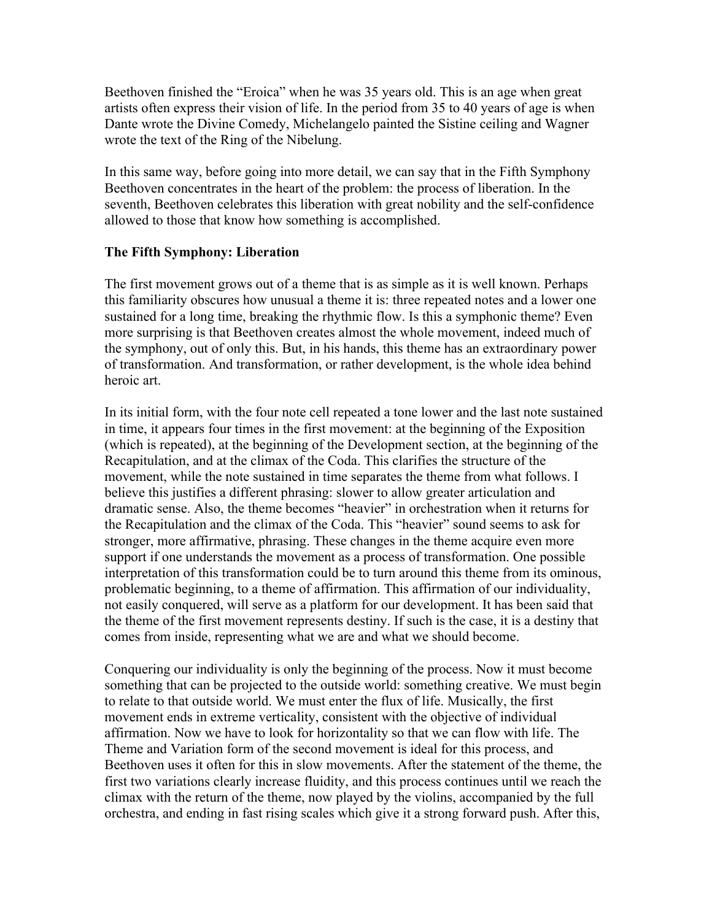Beethoven finished the "Eroica" when he was 35 years old. This is an age when great artists often express their vision of life. In the period from 35 to 40 years of age is when Dante wrote the Divine Comedy, Michelangelo painted the Sistine ceiling and Wagner wrote the text of the Ring of the Nibelung.

In this same way, before going into more detail, we can say that in the Fifth Symphony Beethoven concentrates in the heart of the problem: the process of liberation. In the seventh, Beethoven celebrates this liberation with great nobility and the self-confidence allowed to those that know how something is accomplished.

**The Fifth Symphony: Liberation**

The first movement grows out of a theme that is as simple as it is well known. Perhaps this familiarity obscures how unusual a theme it is: three repeated notes and a lower one sustained for a long time, breaking the rhythmic flow. Is this a symphonic theme? Even more surprising is that Beethoven creates almost the whole movement, indeed much of the symphony, out of only this. But, in his hands, this theme has an extraordinary power of transformation. And transformation, or rather development, is the whole idea behind heroic art.

In its initial form, with the four note cell repeated a tone lower and the last note sustained in time, it appears four times in the first movement: at the beginning of the Exposition (which is repeated), at the beginning of the Development section, at the beginning of the Recapitulation, and at the climax of the Coda. This clarifies the structure of the movement, while the note sustained in time separates the theme from what follows. I believe this justifies a different phrasing: slower to allow greater articulation and dramatic sense. Also, the theme becomes "heavier" in orchestration when it returns for the Recapitulation and the climax of the Coda. This "heavier" sound seems to ask for stronger, more affirmative, phrasing. These changes in the theme acquire even more support if one understands the movement as a process of transformation. One possible interpretation of this transformation could be to turn around this theme from its ominous, problematic beginning, to a theme of affirmation. This affirmation of our individuality, not easily conquered, will serve as a platform for our development. It has been said that the theme of the first movement represents destiny. If such is the case, it is a destiny that comes from inside, representing what we are and what we should become.

Conquering our individuality is only the beginning of the process. Now it must become something that can be projected to the outside world: something creative. We must begin to relate to that outside world. We must enter the flux of life. Musically, the first movement ends in extreme verticality, consistent with the objective of individual affirmation. Now we have to look for horizontality so that we can flow with life. The Theme and Variation form of the second movement is ideal for this process, and Beethoven uses it often for this in slow movements. After the statement of the theme, the first two variations clearly increase fluidity, and this process continues until we reach the climax with the return of the theme, now played by the violins, accompanied by the full orchestra, and ending in fast rising scales which give it a strong forward push. After this,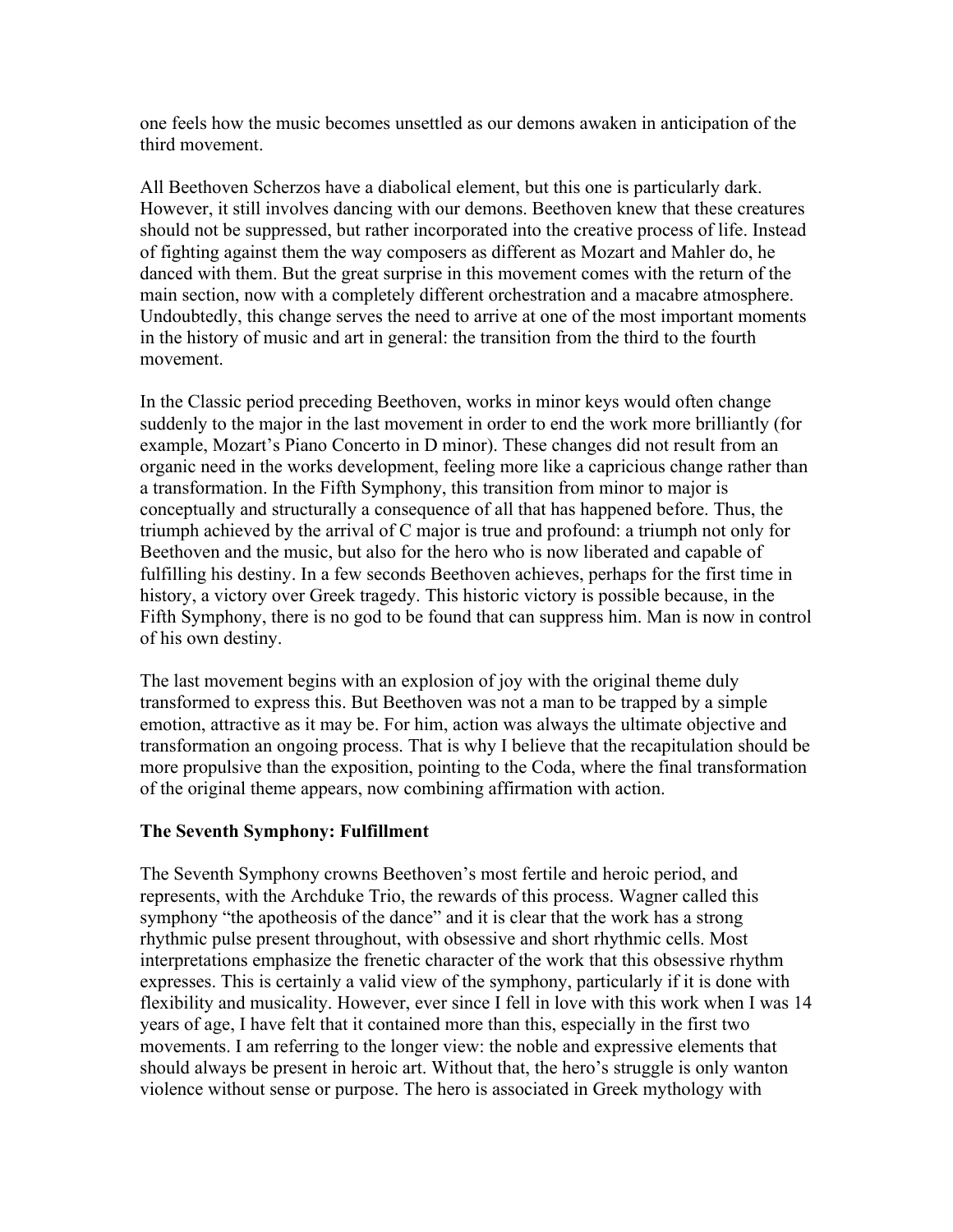one feels how the music becomes unsettled as our demons awaken in anticipation of the third movement.

All Beethoven Scherzos have a diabolical element, but this one is particularly dark. However, it still involves dancing with our demons. Beethoven knew that these creatures should not be suppressed, but rather incorporated into the creative process of life. Instead of fighting against them the way composers as different as Mozart and Mahler do, he danced with them. But the great surprise in this movement comes with the return of the main section, now with a completely different orchestration and a macabre atmosphere. Undoubtedly, this change serves the need to arrive at one of the most important moments in the history of music and art in general: the transition from the third to the fourth movement.

In the Classic period preceding Beethoven, works in minor keys would often change suddenly to the major in the last movement in order to end the work more brilliantly (for example, Mozart's Piano Concerto in D minor). These changes did not result from an organic need in the works development, feeling more like a capricious change rather than a transformation. In the Fifth Symphony, this transition from minor to major is conceptually and structurally a consequence of all that has happened before. Thus, the triumph achieved by the arrival of C major is true and profound: a triumph not only for Beethoven and the music, but also for the hero who is now liberated and capable of fulfilling his destiny. In a few seconds Beethoven achieves, perhaps for the first time in history, a victory over Greek tragedy. This historic victory is possible because, in the Fifth Symphony, there is no god to be found that can suppress him. Man is now in control of his own destiny.

The last movement begins with an explosion of joy with the original theme duly transformed to express this. But Beethoven was not a man to be trapped by a simple emotion, attractive as it may be. For him, action was always the ultimate objective and transformation an ongoing process. That is why I believe that the recapitulation should be more propulsive than the exposition, pointing to the Coda, where the final transformation of the original theme appears, now combining affirmation with action.

**The Seventh Symphony: Fulfillment**

The Seventh Symphony crowns Beethoven's most fertile and heroic period, and represents, with the Archduke Trio, the rewards of this process. Wagner called this symphony "the apotheosis of the dance" and it is clear that the work has a strong rhythmic pulse present throughout, with obsessive and short rhythmic cells. Most interpretations emphasize the frenetic character of the work that this obsessive rhythm expresses. This is certainly a valid view of the symphony, particularly if it is done with flexibility and musicality. However, ever since I fell in love with this work when I was 14 years of age, I have felt that it contained more than this, especially in the first two movements. I am referring to the longer view: the noble and expressive elements that should always be present in heroic art. Without that, the hero's struggle is only wanton violence without sense or purpose. The hero is associated in Greek mythology with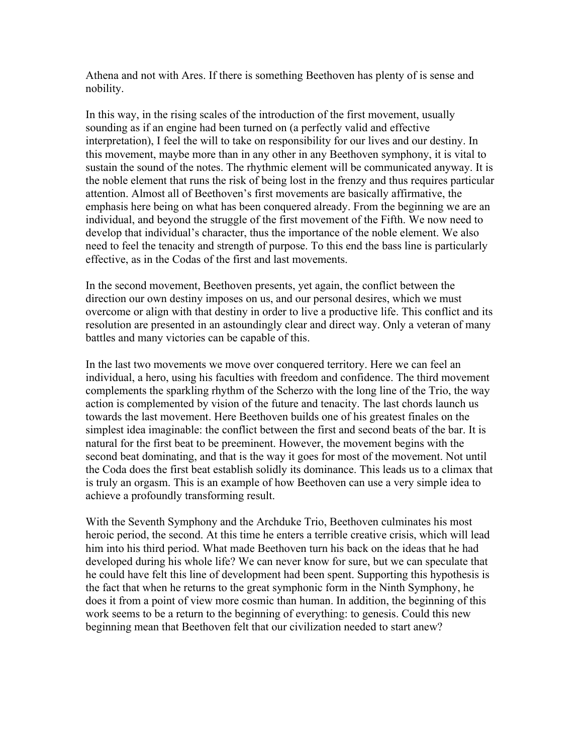Athena and not with Ares. If there is something Beethoven has plenty of is sense and nobility.

In this way, in the rising scales of the introduction of the first movement, usually sounding as if an engine had been turned on (a perfectly valid and effective interpretation), I feel the will to take on responsibility for our lives and our destiny. In this movement, maybe more than in any other in any Beethoven symphony, it is vital to sustain the sound of the notes. The rhythmic element will be communicated anyway. It is the noble element that runs the risk of being lost in the frenzy and thus requires particular attention. Almost all of Beethoven's first movements are basically affirmative, the emphasis here being on what has been conquered already. From the beginning we are an individual, and beyond the struggle of the first movement of the Fifth. We now need to develop that individual's character, thus the importance of the noble element. We also need to feel the tenacity and strength of purpose. To this end the bass line is particularly effective, as in the Codas of the first and last movements.

In the second movement, Beethoven presents, yet again, the conflict between the direction our own destiny imposes on us, and our personal desires, which we must overcome or align with that destiny in order to live a productive life. This conflict and its resolution are presented in an astoundingly clear and direct way. Only a veteran of many battles and many victories can be capable of this.

In the last two movements we move over conquered territory. Here we can feel an individual, a hero, using his faculties with freedom and confidence. The third movement complements the sparkling rhythm of the Scherzo with the long line of the Trio, the way action is complemented by vision of the future and tenacity. The last chords launch us towards the last movement. Here Beethoven builds one of his greatest finales on the simplest idea imaginable: the conflict between the first and second beats of the bar. It is natural for the first beat to be preeminent. However, the movement begins with the second beat dominating, and that is the way it goes for most of the movement. Not until the Coda does the first beat establish solidly its dominance. This leads us to a climax that is truly an orgasm. This is an example of how Beethoven can use a very simple idea to achieve a profoundly transforming result.

With the Seventh Symphony and the Archduke Trio, Beethoven culminates his most heroic period, the second. At this time he enters a terrible creative crisis, which will lead him into his third period. What made Beethoven turn his back on the ideas that he had developed during his whole life? We can never know for sure, but we can speculate that he could have felt this line of development had been spent. Supporting this hypothesis is the fact that when he returns to the great symphonic form in the Ninth Symphony, he does it from a point of view more cosmic than human. In addition, the beginning of this work seems to be a return to the beginning of everything: to genesis. Could this new beginning mean that Beethoven felt that our civilization needed to start anew?